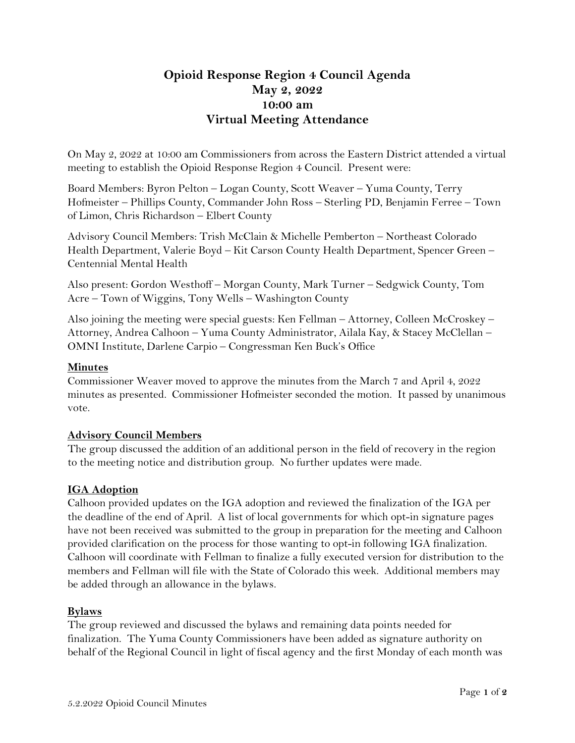# Opioid Response Region 4 Council Agenda
# May 2, 2022
# 10:00 am
# Virtual Meeting Attendance

On May 2, 2022 at 10:00 am Commissioners from across the Eastern District attended a virtual meeting to establish the Opioid Response Region 4 Council. Present were:

Board Members: Byron Pelton – Logan County, Scott Weaver – Yuma County, Terry Hofmeister – Phillips County, Commander John Ross – Sterling PD, Benjamin Ferree – Town of Limon, Chris Richardson – Elbert County

Advisory Council Members: Trish McClain & Michelle Pemberton – Northeast Colorado Health Department, Valerie Boyd – Kit Carson County Health Department, Spencer Green – Centennial Mental Health

Also present: Gordon Westhoff – Morgan County, Mark Turner – Sedgwick County, Tom Acre – Town of Wiggins, Tony Wells – Washington County

Also joining the meeting were special guests: Ken Fellman – Attorney, Colleen McCroskey – Attorney, Andrea Calhoon – Yuma County Administrator, Ailala Kay, & Stacey McClellan – OMNI Institute, Darlene Carpio – Congressman Ken Buck's Office

**Minutes**

Commissioner Weaver moved to approve the minutes from the March 7 and April 4, 2022 minutes as presented. Commissioner Hofmeister seconded the motion. It passed by unanimous vote.

**Advisory Council Members**

The group discussed the addition of an additional person in the field of recovery in the region to the meeting notice and distribution group. No further updates were made.

**IGA Adoption**

Calhoon provided updates on the IGA adoption and reviewed the finalization of the IGA per the deadline of the end of April. A list of local governments for which opt-in signature pages have not been received was submitted to the group in preparation for the meeting and Calhoon provided clarification on the process for those wanting to opt-in following IGA finalization. Calhoon will coordinate with Fellman to finalize a fully executed version for distribution to the members and Fellman will file with the State of Colorado this week. Additional members may be added through an allowance in the bylaws.

**Bylaws**

The group reviewed and discussed the bylaws and remaining data points needed for finalization. The Yuma County Commissioners have been added as signature authority on behalf of the Regional Council in light of fiscal agency and the first Monday of each month was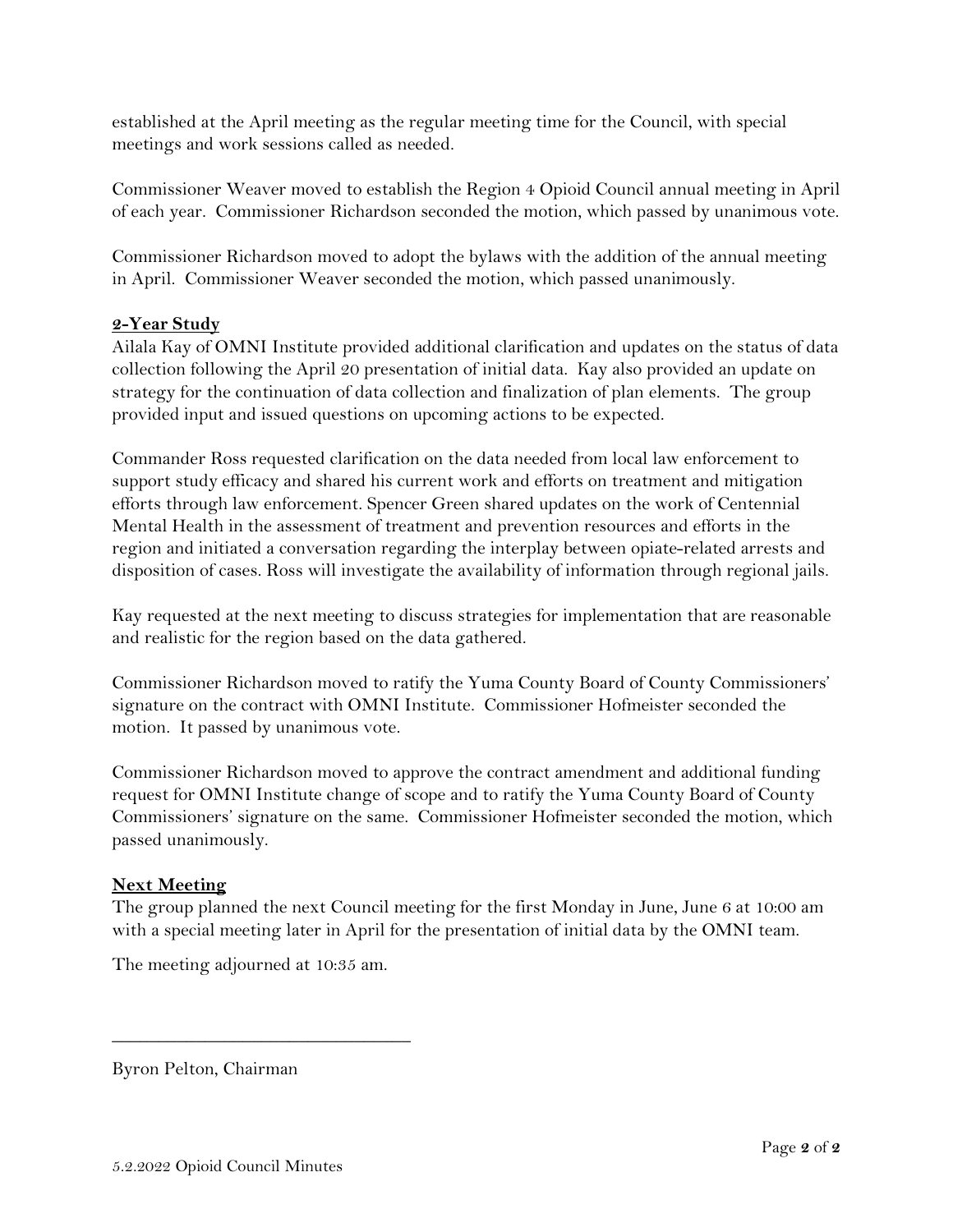established at the April meeting as the regular meeting time for the Council, with special meetings and work sessions called as needed.

Commissioner Weaver moved to establish the Region 4 Opioid Council annual meeting in April of each year. Commissioner Richardson seconded the motion, which passed by unanimous vote.

Commissioner Richardson moved to adopt the bylaws with the addition of the annual meeting in April. Commissioner Weaver seconded the motion, which passed unanimously.

**2-Year Study**

Ailala Kay of OMNI Institute provided additional clarification and updates on the status of data collection following the April 20 presentation of initial data. Kay also provided an update on strategy for the continuation of data collection and finalization of plan elements. The group provided input and issued questions on upcoming actions to be expected.

Commander Ross requested clarification on the data needed from local law enforcement to support study efficacy and shared his current work and efforts on treatment and mitigation efforts through law enforcement. Spencer Green shared updates on the work of Centennial Mental Health in the assessment of treatment and prevention resources and efforts in the region and initiated a conversation regarding the interplay between opiate-related arrests and disposition of cases. Ross will investigate the availability of information through regional jails.

Kay requested at the next meeting to discuss strategies for implementation that are reasonable and realistic for the region based on the data gathered.

Commissioner Richardson moved to ratify the Yuma County Board of County Commissioners' signature on the contract with OMNI Institute. Commissioner Hofmeister seconded the motion. It passed by unanimous vote.

Commissioner Richardson moved to approve the contract amendment and additional funding request for OMNI Institute change of scope and to ratify the Yuma County Board of County Commissioners' signature on the same. Commissioner Hofmeister seconded the motion, which passed unanimously.

**Next Meeting**

The group planned the next Council meeting for the first Monday in June, June 6 at 10:00 am with a special meeting later in April for the presentation of initial data by the OMNI team.

The meeting adjourned at 10:35 am.

\_\_\_\_\_\_\_\_\_\_\_\_\_\_\_\_\_\_\_\_\_\_\_\_\_\_\_\_\_\_\_\_

Byron Pelton, Chairman